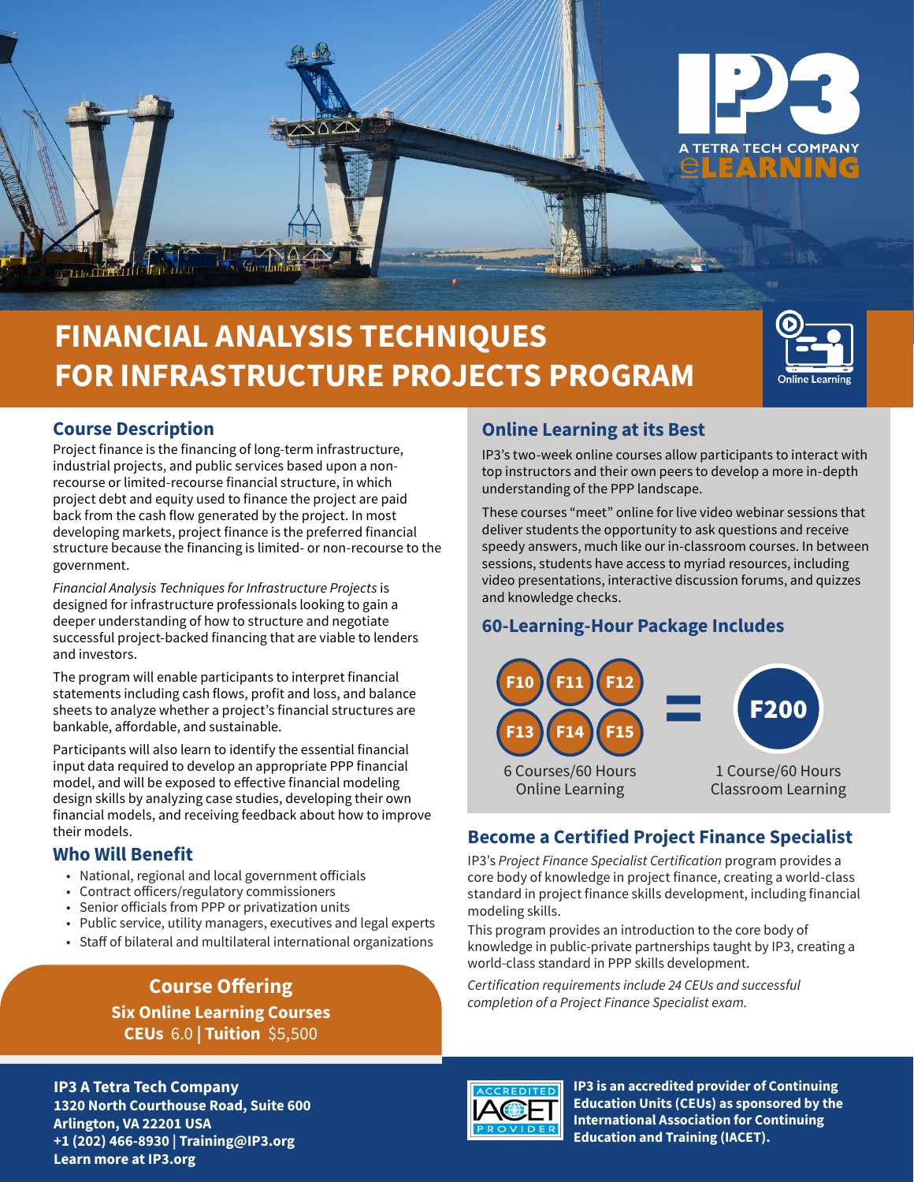IP3

A TETRA TECH COMPANY

eLEARNING

# FINANCIAL ANALYSIS TECHNIQUES FOR INFRASTRUCTURE PROJECTS PROGRAM

Online Learning

## Course Description

Project finance is the financing of long-term infrastructure, industrial projects, and public services based upon a non-recourse or limited-recourse financial structure, in which project debt and equity used to finance the project are paid back from the cash flow generated by the project. In most developing markets, project finance is the preferred financial structure because the financing is limited- or non-recourse to the government.

*Financial Analysis Techniques for Infrastructure Projects* is designed for infrastructure professionals looking to gain a deeper understanding of how to structure and negotiate successful project-backed financing that are viable to lenders and investors.

The program will enable participants to interpret financial statements including cash flows, profit and loss, and balance sheets to analyze whether a project's financial structures are bankable, affordable, and sustainable.

Participants will also learn to identify the essential financial input data required to develop an appropriate PPP financial model, and will be exposed to effective financial modeling design skills by analyzing case studies, developing their own financial models, and receiving feedback about how to improve their models.

## Who Will Benefit

- National, regional and local government officials
- Contract officers/regulatory commissioners
- Senior officials from PPP or privatization units
- Public service, utility managers, executives and legal experts
- Staff of bilateral and multilateral international organizations

## Course Offering

**Six Online Learning Courses**

**CEUs** 6.0 | **Tuition** $5,500

## Online Learning at its Best

IP3's two-week online courses allow participants to interact with top instructors and their own peers to develop a more in-depth understanding of the PPP landscape.

These courses "meet" online for live video webinar sessions that deliver students the opportunity to ask questions and receive speedy answers, much like our in-classroom courses. In between sessions, students have access to myriad resources, including video presentations, interactive discussion forums, and quizzes and knowledge checks.

## 60-Learning-Hour Package Includes

F10 F11 F12 F13 F14 F15 = F200

6 Courses/60 Hours Online Learning

1 Course/60 Hours Classroom Learning

## Become a Certified Project Finance Specialist

IP3's *Project Finance Specialist Certification* program provides a core body of knowledge in project finance, creating a world-class standard in project finance skills development, including financial modeling skills.

This program provides an introduction to the core body of knowledge in public-private partnerships taught by IP3, creating a world-class standard in PPP skills development.

*Certification requirements include 24 CEUs and successful completion of a Project Finance Specialist exam.*

**IP3 A Tetra Tech Company**
**1320 North Courthouse Road, Suite 600**
**Arlington, VA 22201 USA**
**+1 (202) 466-8930 | Training@IP3.org**
**Learn more at IP3.org**

ACCREDITED IACET PROVIDER

**IP3 is an accredited provider of Continuing Education Units (CEUs) as sponsored by the International Association for Continuing Education and Training (IACET).**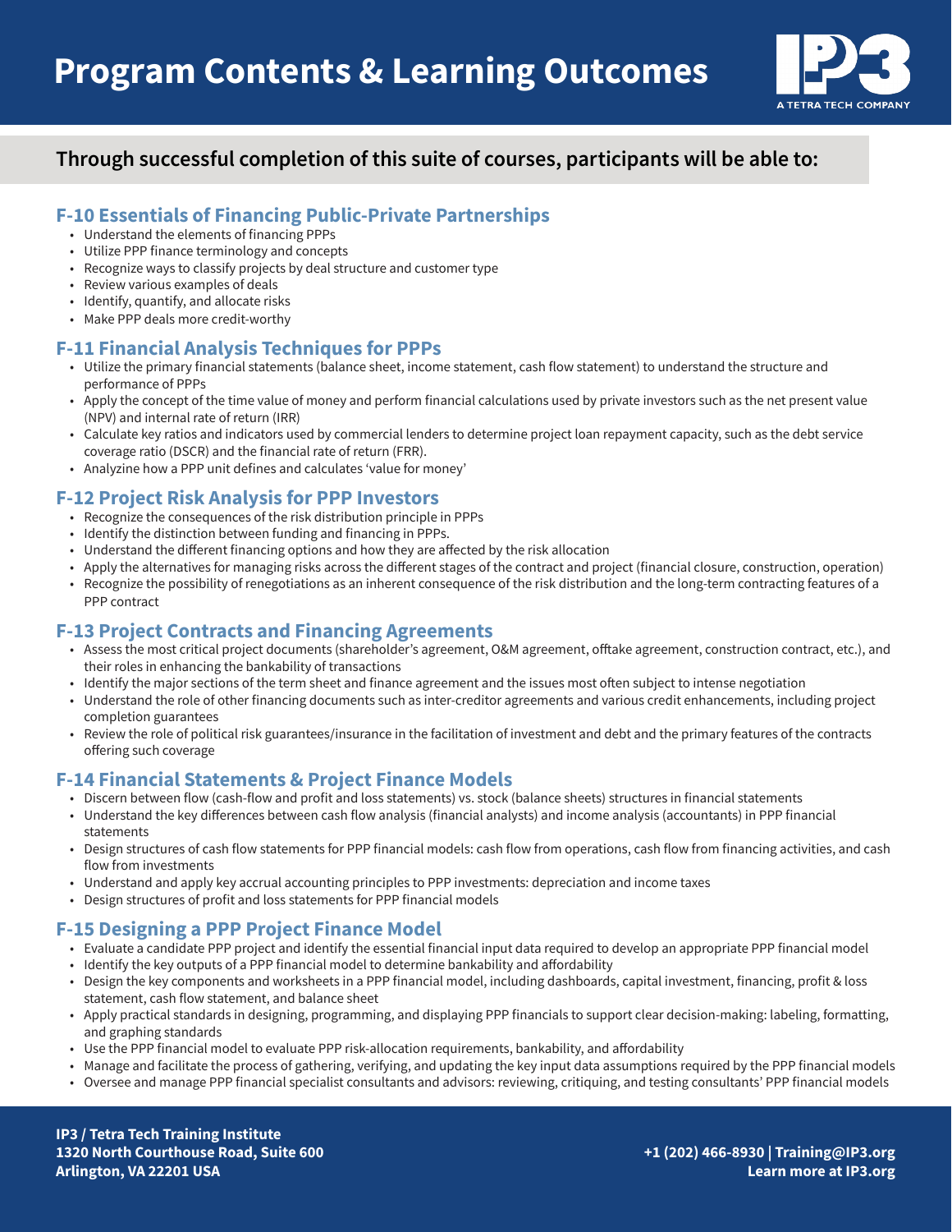# Program Contents & Learning Outcomes

IP3 — A TETRA TECH COMPANY

## Through successful completion of this suite of courses, participants will be able to:

### F-10 Essentials of Financing Public-Private Partnerships

- Understand the elements of financing PPPs
- Utilize PPP finance terminology and concepts
- Recognize ways to classify projects by deal structure and customer type
- Review various examples of deals
- Identify, quantify, and allocate risks
- Make PPP deals more credit-worthy

### F-11 Financial Analysis Techniques for PPPs

- Utilize the primary financial statements (balance sheet, income statement, cash flow statement) to understand the structure and performance of PPPs
- Apply the concept of the time value of money and perform financial calculations used by private investors such as the net present value (NPV) and internal rate of return (IRR)
- Calculate key ratios and indicators used by commercial lenders to determine project loan repayment capacity, such as the debt service coverage ratio (DSCR) and the financial rate of return (FRR).
- Analyzine how a PPP unit defines and calculates 'value for money'

### F-12 Project Risk Analysis for PPP Investors

- Recognize the consequences of the risk distribution principle in PPPs
- Identify the distinction between funding and financing in PPPs.
- Understand the different financing options and how they are affected by the risk allocation
- Apply the alternatives for managing risks across the different stages of the contract and project (financial closure, construction, operation)
- Recognize the possibility of renegotiations as an inherent consequence of the risk distribution and the long-term contracting features of a PPP contract

### F-13 Project Contracts and Financing Agreements

- Assess the most critical project documents (shareholder's agreement, O&M agreement, offtake agreement, construction contract, etc.), and their roles in enhancing the bankability of transactions
- Identify the major sections of the term sheet and finance agreement and the issues most often subject to intense negotiation
- Understand the role of other financing documents such as inter-creditor agreements and various credit enhancements, including project completion guarantees
- Review the role of political risk guarantees/insurance in the facilitation of investment and debt and the primary features of the contracts offering such coverage

### F-14 Financial Statements & Project Finance Models

- Discern between flow (cash-flow and profit and loss statements) vs. stock (balance sheets) structures in financial statements
- Understand the key differences between cash flow analysis (financial analysts) and income analysis (accountants) in PPP financial statements
- Design structures of cash flow statements for PPP financial models: cash flow from operations, cash flow from financing activities, and cash flow from investments
- Understand and apply key accrual accounting principles to PPP investments: depreciation and income taxes
- Design structures of profit and loss statements for PPP financial models

### F-15 Designing a PPP Project Finance Model

- Evaluate a candidate PPP project and identify the essential financial input data required to develop an appropriate PPP financial model
- Identify the key outputs of a PPP financial model to determine bankability and affordability
- Design the key components and worksheets in a PPP financial model, including dashboards, capital investment, financing, profit & loss statement, cash flow statement, and balance sheet
- Apply practical standards in designing, programming, and displaying PPP financials to support clear decision-making: labeling, formatting, and graphing standards
- Use the PPP financial model to evaluate PPP risk-allocation requirements, bankability, and affordability
- Manage and facilitate the process of gathering, verifying, and updating the key input data assumptions required by the PPP financial models
- Oversee and manage PPP financial specialist consultants and advisors: reviewing, critiquing, and testing consultants' PPP financial models

**IP3 / Tetra Tech Training Institute**
**1320 North Courthouse Road, Suite 600**
**Arlington, VA 22201 USA**

**+1 (202) 466-8930 | Training@IP3.org**
**Learn more at IP3.org**